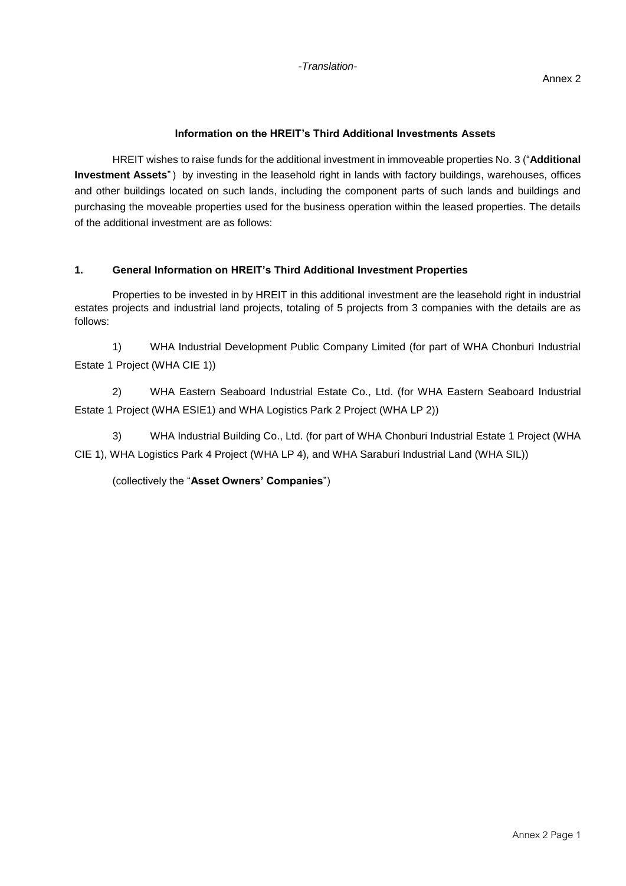*-Translation-*

Annex 2

### Information on the HREIT's Third Additional Investments Assets

HREIT wishes to raise funds for the additional investment in immoveable properties No. 3 ("**Additional Investment Assets**") by investing in the leasehold right in lands with factory buildings, warehouses, offices and other buildings located on such lands, including the component parts of such lands and buildings and purchasing the moveable properties used for the business operation within the leased properties. The details of the additional investment are as follows:

#### 1. General Information on HREIT's Third Additional Investment Properties

Properties to be invested in by HREIT in this additional investment are the leasehold right in industrial estates projects and industrial land projects, totaling of 5 projects from 3 companies with the details are as follows:

1) WHA Industrial Development Public Company Limited (for part of WHA Chonburi Industrial Estate 1 Project (WHA CIE 1))

2) WHA Eastern Seaboard Industrial Estate Co., Ltd. (for WHA Eastern Seaboard Industrial Estate 1 Project (WHA ESIE1) and WHA Logistics Park 2 Project (WHA LP 2))

3) WHA Industrial Building Co., Ltd. (for part of WHA Chonburi Industrial Estate 1 Project (WHA CIE 1), WHA Logistics Park 4 Project (WHA LP 4), and WHA Saraburi Industrial Land (WHA SIL))

(collectively the "**Asset Owners' Companies**")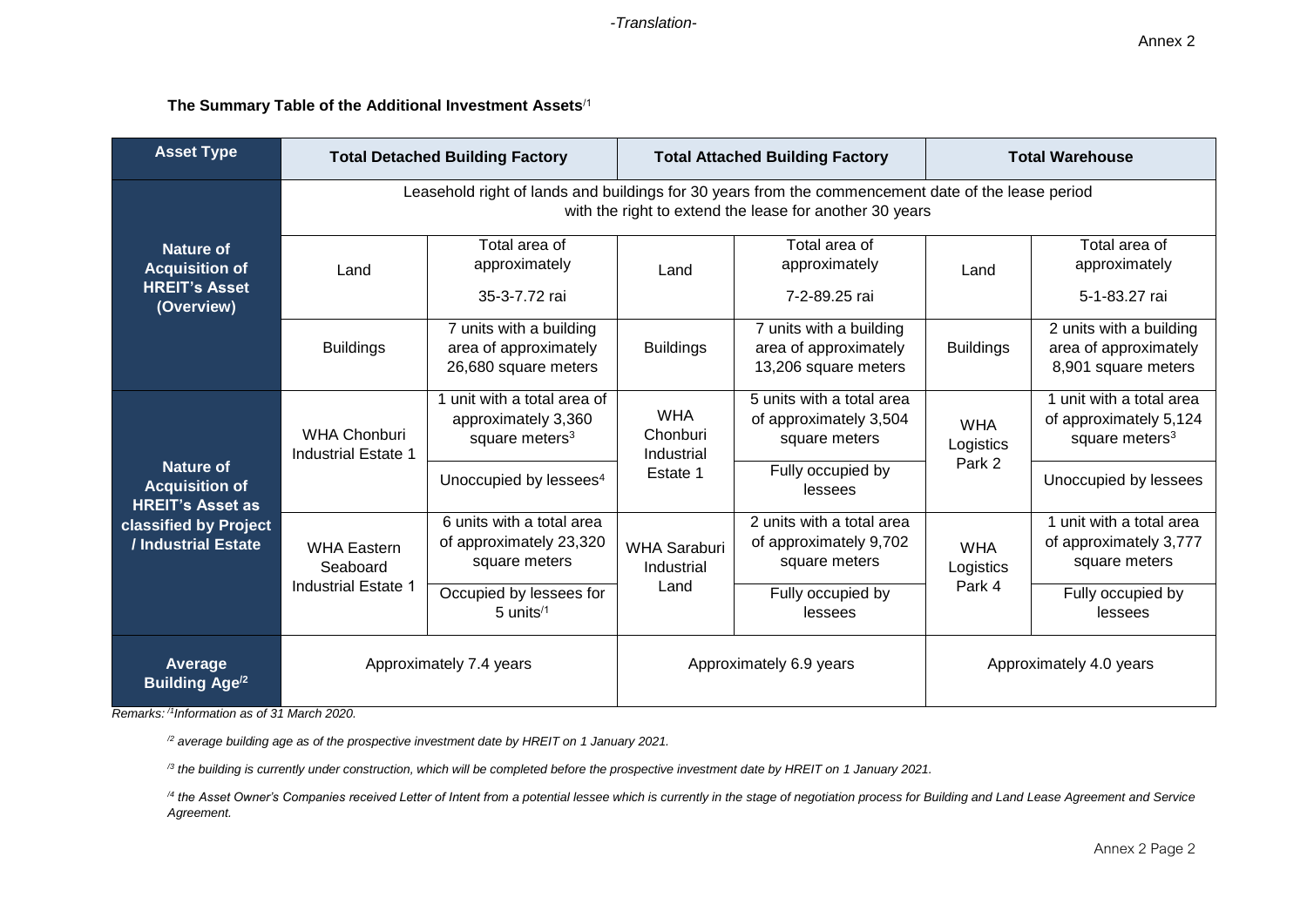-Translation-

Annex 2

**The Summary Table of the Additional Investment Assets**[/1]

| Asset Type | Total Detached Building Factory | | Total Attached Building Factory | | Total Warehouse | |
|---|---|---|---|---|---|---|
| **Nature of Acquisition of HREIT's Asset (Overview)** | Leasehold right of lands and buildings for 30 years from the commencement date of the lease period with the right to extend the lease for another 30 years | | | | | |
| | Land | Total area of approximately 35-3-7.72 rai | Land | Total area of approximately 7-2-89.25 rai | Land | Total area of approximately 5-1-83.27 rai |
| | Buildings | 7 units with a building area of approximately 26,680 square meters | Buildings | 7 units with a building area of approximately 13,206 square meters | Buildings | 2 units with a building area of approximately 8,901 square meters |
| **Nature of Acquisition of HREIT's Asset as classified by Project / Industrial Estate** | WHA Chonburi Industrial Estate 1 | 1 unit with a total area of approximately 3,360 square meters[3] | WHA Chonburi Industrial Estate 1 | 5 units with a total area of approximately 3,504 square meters | WHA Logistics Park 2 | 1 unit with a total area of approximately 5,124 square meters[3] |
| | | Unoccupied by lessees[4] | | Fully occupied by lessees | | Unoccupied by lessees |
| | WHA Eastern Seaboard Industrial Estate 1 | 6 units with a total area of approximately 23,320 square meters | WHA Saraburi Industrial Land | 2 units with a total area of approximately 9,702 square meters | WHA Logistics Park 4 | 1 unit with a total area of approximately 3,777 square meters |
| | | Occupied by lessees for 5 units[/1] | | Fully occupied by lessees | | Fully occupied by lessees |
| **Average Building Age**[/2] | Approximately 7.4 years | | Approximately 6.9 years | | Approximately 4.0 years | |

*Remarks:* [/1] *Information as of 31 March 2020.*

[/2] *average building age as of the prospective investment date by HREIT on 1 January 2021.*

[/3] *the building is currently under construction, which will be completed before the prospective investment date by HREIT on 1 January 2021.*

[/4] *the Asset Owner's Companies received Letter of Intent from a potential lessee which is currently in the stage of negotiation process for Building and Land Lease Agreement and Service Agreement.*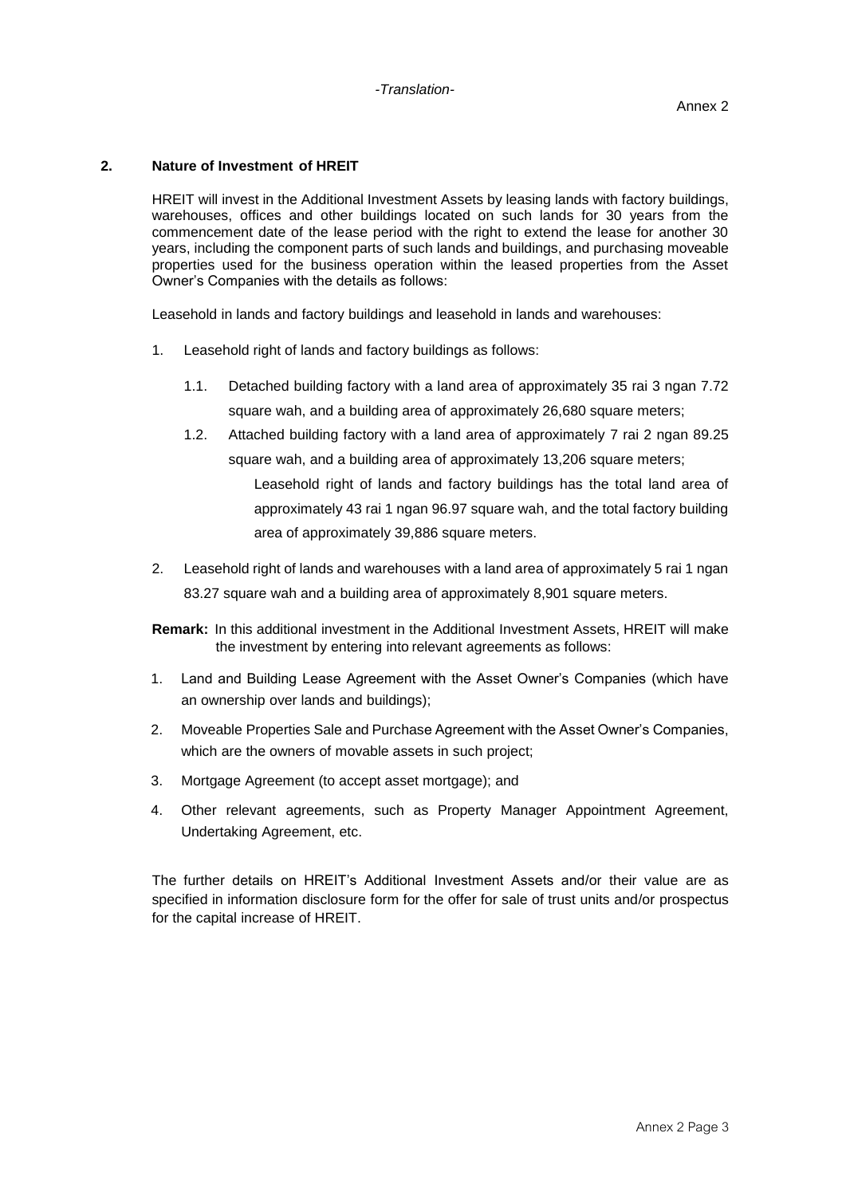## 2. Nature of Investment of HREIT

HREIT will invest in the Additional Investment Assets by leasing lands with factory buildings, warehouses, offices and other buildings located on such lands for 30 years from the commencement date of the lease period with the right to extend the lease for another 30 years, including the component parts of such lands and buildings, and purchasing moveable properties used for the business operation within the leased properties from the Asset Owner's Companies with the details as follows:

Leasehold in lands and factory buildings and leasehold in lands and warehouses:

1. Leasehold right of lands and factory buildings as follows:

    1.1. Detached building factory with a land area of approximately 35 rai 3 ngan 7.72 square wah, and a building area of approximately 26,680 square meters;

    1.2. Attached building factory with a land area of approximately 7 rai 2 ngan 89.25 square wah, and a building area of approximately 13,206 square meters;

    Leasehold right of lands and factory buildings has the total land area of approximately 43 rai 1 ngan 96.97 square wah, and the total factory building area of approximately 39,886 square meters.

2. Leasehold right of lands and warehouses with a land area of approximately 5 rai 1 ngan 83.27 square wah and a building area of approximately 8,901 square meters.

**Remark:** In this additional investment in the Additional Investment Assets, HREIT will make the investment by entering into relevant agreements as follows:

1. Land and Building Lease Agreement with the Asset Owner's Companies (which have an ownership over lands and buildings);
2. Moveable Properties Sale and Purchase Agreement with the Asset Owner's Companies, which are the owners of movable assets in such project;
3. Mortgage Agreement (to accept asset mortgage); and
4. Other relevant agreements, such as Property Manager Appointment Agreement, Undertaking Agreement, etc.

The further details on HREIT's Additional Investment Assets and/or their value are as specified in information disclosure form for the offer for sale of trust units and/or prospectus for the capital increase of HREIT.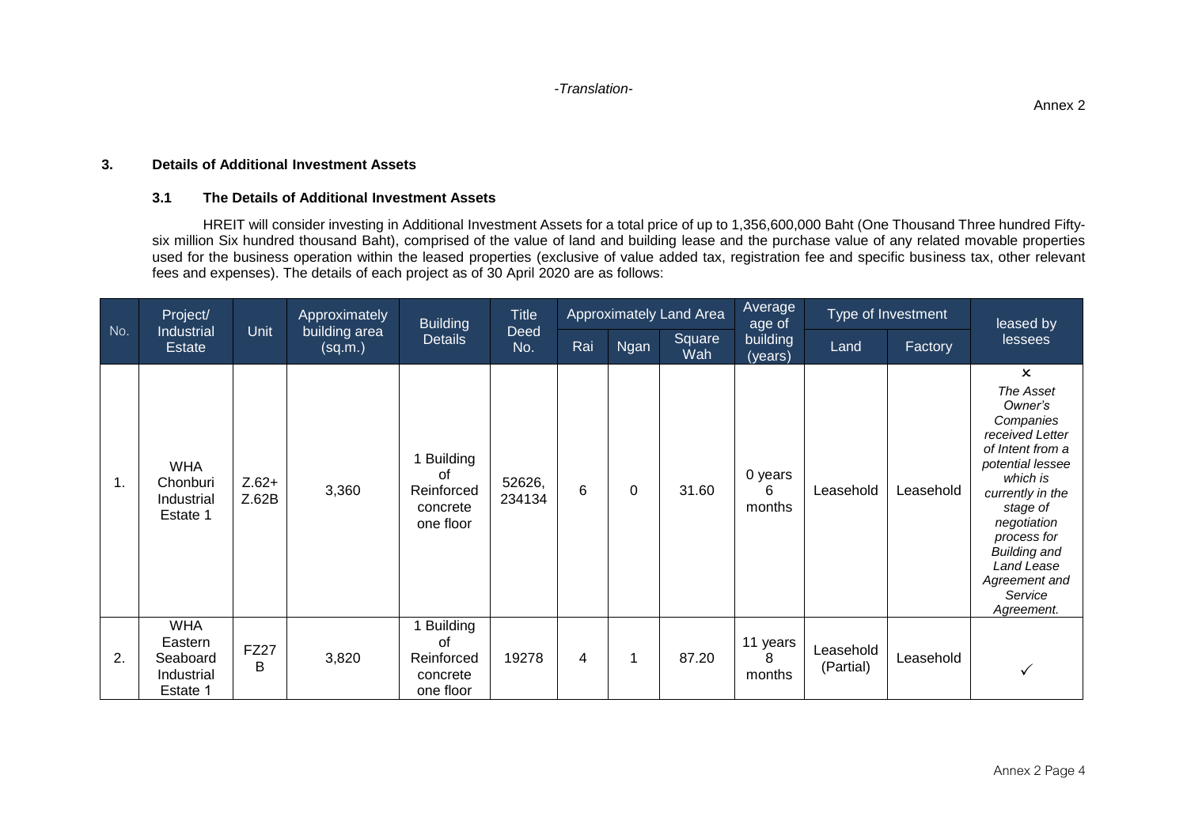-Translation-

Annex 2

## 3. Details of Additional Investment Assets

### 3.1 The Details of Additional Investment Assets

HREIT will consider investing in Additional Investment Assets for a total price of up to 1,356,600,000 Baht (One Thousand Three hundred Fifty-six million Six hundred thousand Baht), comprised of the value of land and building lease and the purchase value of any related movable properties used for the business operation within the leased properties (exclusive of value added tax, registration fee and specific business tax, other relevant fees and expenses). The details of each project as of 30 April 2020 are as follows:

| No. | Project/ Industrial Estate | Unit | Approximately building area (sq.m.) | Building Details | Title Deed No. | Approximately Land Area | | | Average age of building (years) | Type of Investment | | leased by lessees |
|---|---|---|---|---|---|---|---|---|---|---|---|---|
| | | | | | | Rai | Ngan | Square Wah | | Land | Factory | |
| 1. | WHA Chonburi Industrial Estate 1 | Z.62+ Z.62B | 3,360 | 1 Building of Reinforced concrete one floor | 52626, 234134 | 6 | 0 | 31.60 | 0 years 6 months | Leasehold | Leasehold | ✗ *The Asset Owner's Companies received Letter of Intent from a potential lessee which is currently in the stage of negotiation process for Building and Land Lease Agreement and Service Agreement.* |
| 2. | WHA Eastern Seaboard Industrial Estate 1 | FZ27 B | 3,820 | 1 Building of Reinforced concrete one floor | 19278 | 4 | 1 | 87.20 | 11 years 8 months | Leasehold (Partial) | Leasehold | ✓ |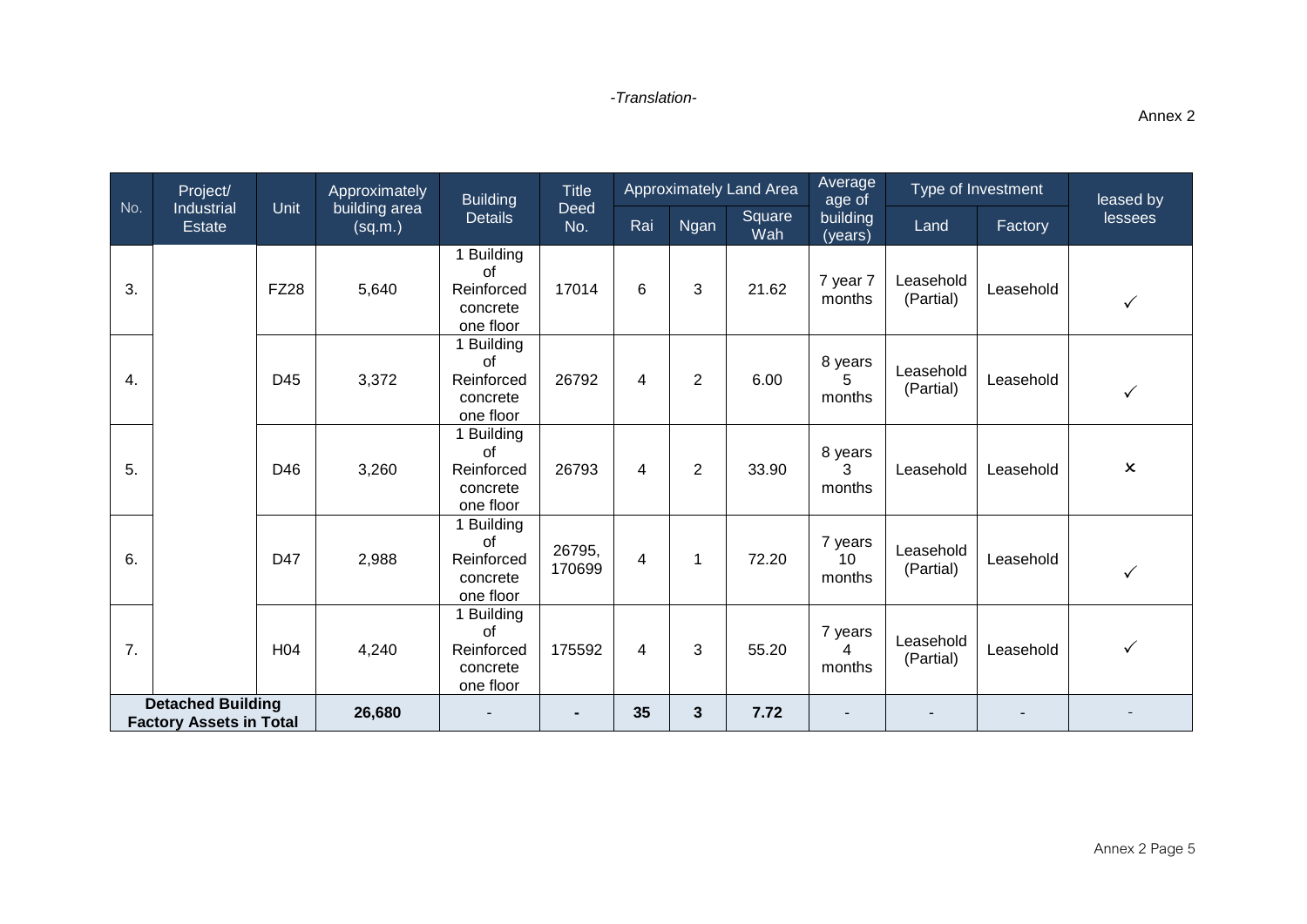*-Translation-*

Annex 2

| No. | Project/ Industrial Estate | Unit | Approximately building area (sq.m.) | Building Details | Title Deed No. | Approximately Land Area | | | Average age of building (years) | Type of Investment | | leased by lessees |
|---|---|---|---|---|---|---|---|---|---|---|---|---|
| | | | | | | Rai | Ngan | Square Wah | | Land | Factory | |
| 3. | | FZ28 | 5,640 | 1 Building of Reinforced concrete one floor | 17014 | 6 | 3 | 21.62 | 7 year 7 months | Leasehold (Partial) | Leasehold | ✓ |
| 4. | | D45 | 3,372 | 1 Building of Reinforced concrete one floor | 26792 | 4 | 2 | 6.00 | 8 years 5 months | Leasehold (Partial) | Leasehold | ✓ |
| 5. | | D46 | 3,260 | 1 Building of Reinforced concrete one floor | 26793 | 4 | 2 | 33.90 | 8 years 3 months | Leasehold | Leasehold | ✗ |
| 6. | | D47 | 2,988 | 1 Building of Reinforced concrete one floor | 26795, 170699 | 4 | 1 | 72.20 | 7 years 10 months | Leasehold (Partial) | Leasehold | ✓ |
| 7. | | H04 | 4,240 | 1 Building of Reinforced concrete one floor | 175592 | 4 | 3 | 55.20 | 7 years 4 months | Leasehold (Partial) | Leasehold | ✓ |
| **Detached Building Factory Assets in Total** | | | **26,680** | - | **-** | **35** | **3** | **7.72** | - | - | - | - |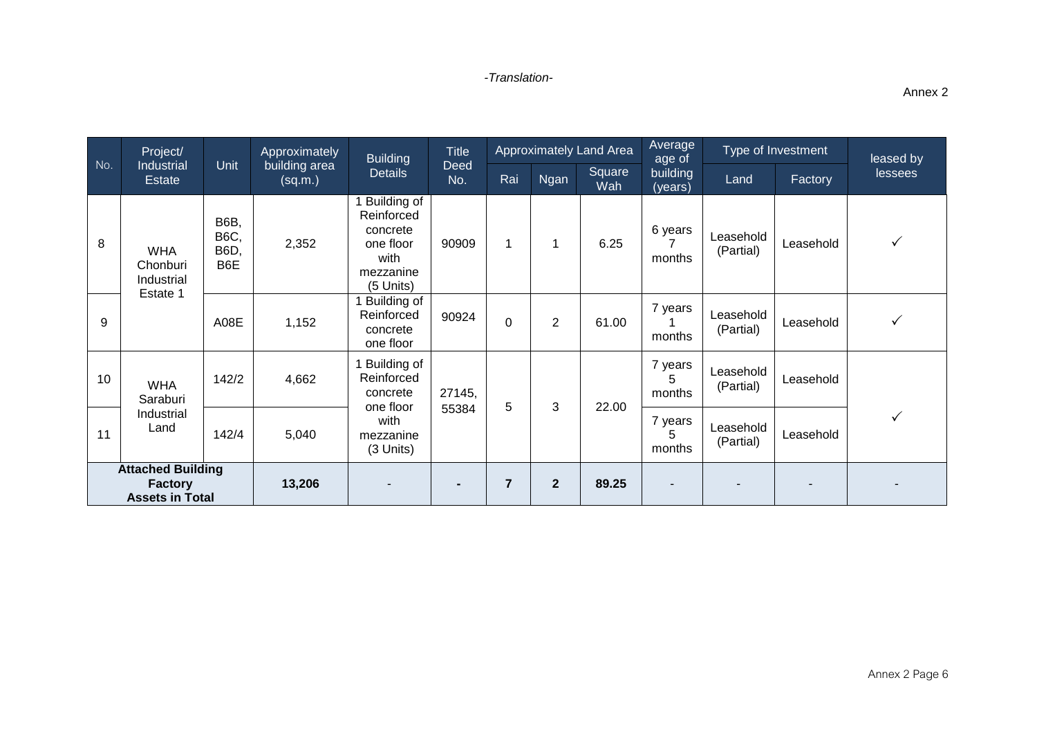*-Translation-*

Annex 2

| No. | Project/ Industrial Estate | Unit | Approximately building area (sq.m.) | Building Details | Title Deed No. | Approximately Land Area | | | Average age of building (years) | Type of Investment | | leased by lessees |
|---|---|---|---|---|---|---|---|---|---|---|---|---|
| | | | | | | Rai | Ngan | Square Wah | | Land | Factory | |
| 8 | WHA Chonburi Industrial Estate 1 | B6B, B6C, B6D, B6E | 2,352 | 1 Building of Reinforced concrete one floor with mezzanine (5 Units) | 90909 | 1 | 1 | 6.25 | 6 years 7 months | Leasehold (Partial) | Leasehold | ✓ |
| 9 | | A08E | 1,152 | 1 Building of Reinforced concrete one floor | 90924 | 0 | 2 | 61.00 | 7 years 1 months | Leasehold (Partial) | Leasehold | ✓ |
| 10 | WHA Saraburi Industrial Land | 142/2 | 4,662 | 1 Building of Reinforced concrete one floor with mezzanine (3 Units) | 27145, 55384 | 5 | 3 | 22.00 | 7 years 5 months | Leasehold (Partial) | Leasehold | ✓ |
| 11 | | 142/4 | 5,040 | | | | | | 7 years 5 months | Leasehold (Partial) | Leasehold | |
| **Attached Building Factory Assets in Total** | | | **13,206** | - | **-** | **7** | **2** | **89.25** | - | - | - | - |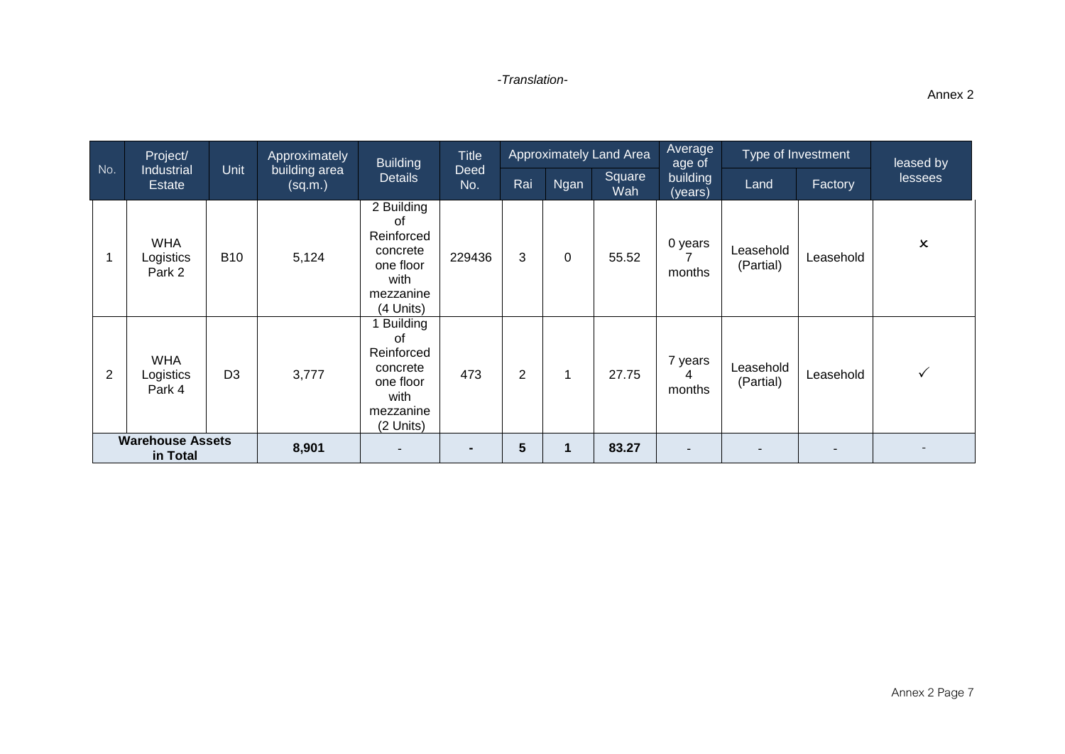*-Translation-*

Annex 2

| No. | Project/ Industrial Estate | Unit | Approximately building area (sq.m.) | Building Details | Title Deed No. | Approximately Land Area | | | Average age of building (years) | Type of Investment | | leased by lessees |
|---|---|---|---|---|---|---|---|---|---|---|---|---|
| | | | | | | Rai | Ngan | Square Wah | | Land | Factory | |
| 1 | WHA Logistics Park 2 | B10 | 5,124 | 2 Building of Reinforced concrete one floor with mezzanine (4 Units) | 229436 | 3 | 0 | 55.52 | 0 years 7 months | Leasehold (Partial) | Leasehold | ✗ |
| 2 | WHA Logistics Park 4 | D3 | 3,777 | 1 Building of Reinforced concrete one floor with mezzanine (2 Units) | 473 | 2 | 1 | 27.75 | 7 years 4 months | Leasehold (Partial) | Leasehold | ✓ |
| **Warehouse Assets in Total** | | | **8,901** | - | **-** | **5** | **1** | **83.27** | - | - | - | - |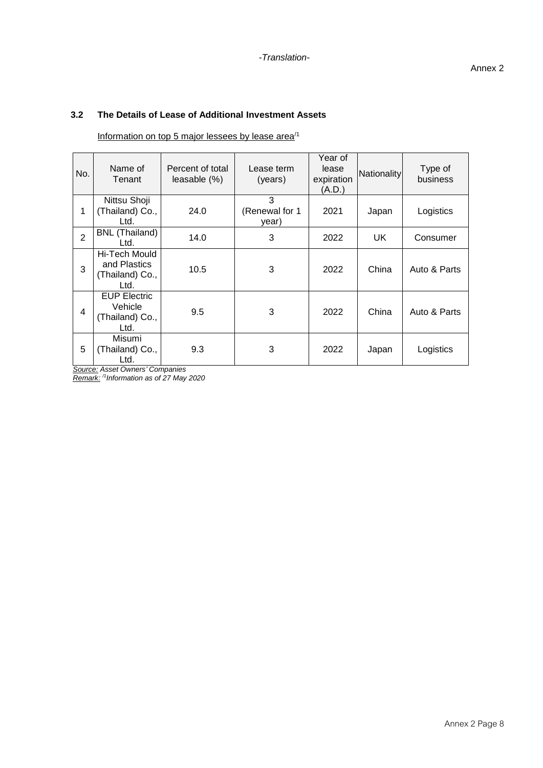-Translation-

Annex 2

### 3.2 The Details of Lease of Additional Investment Assets

Information on top 5 major lessees by lease area[/1]

| No. | Name of Tenant | Percent of total leasable (%) | Lease term (years) | Year of lease expiration (A.D.) | Nationality | Type of business |
|---|---|---|---|---|---|---|
| 1 | Nittsu Shoji (Thailand) Co., Ltd. | 24.0 | 3 (Renewal for 1 year) | 2021 | Japan | Logistics |
| 2 | BNL (Thailand) Ltd. | 14.0 | 3 | 2022 | UK | Consumer |
| 3 | Hi-Tech Mould and Plastics (Thailand) Co., Ltd. | 10.5 | 3 | 2022 | China | Auto & Parts |
| 4 | EUP Electric Vehicle (Thailand) Co., Ltd. | 9.5 | 3 | 2022 | China | Auto & Parts |
| 5 | Misumi (Thailand) Co., Ltd. | 9.3 | 3 | 2022 | Japan | Logistics |

*Source: Asset Owners' Companies*

*Remark: [/1]Information as of 27 May 2020*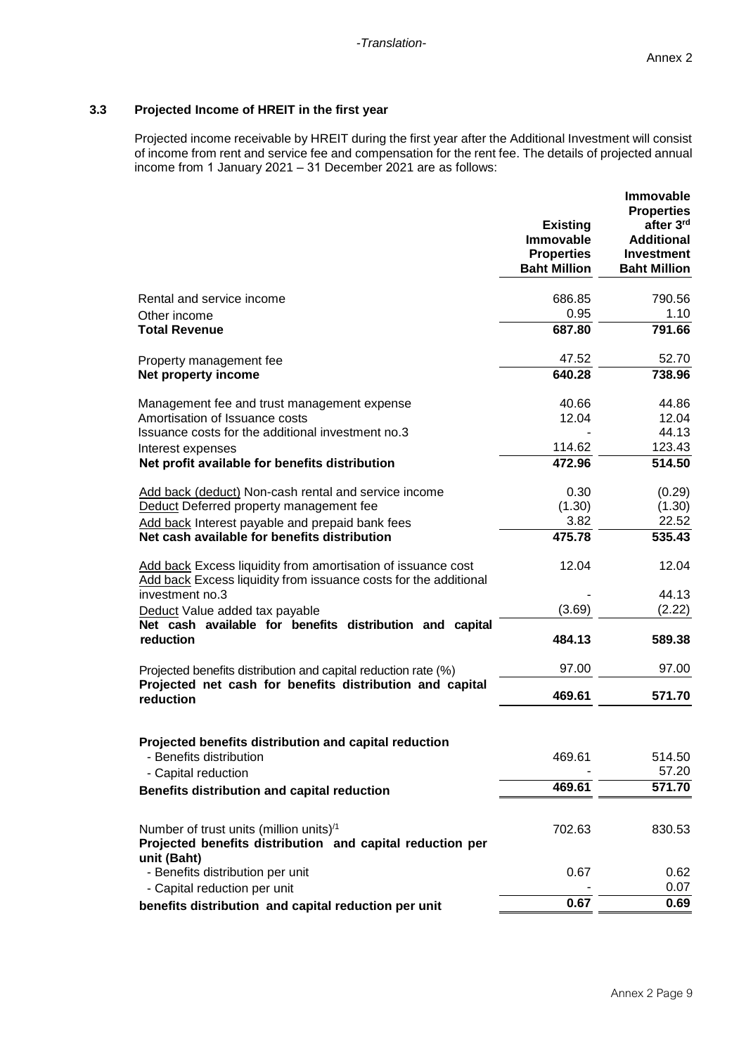-Translation-

Annex 2

### 3.3 Projected Income of HREIT in the first year

Projected income receivable by HREIT during the first year after the Additional Investment will consist of income from rent and service fee and compensation for the rent fee. The details of projected annual income from 1 January 2021 – 31 December 2021 are as follows:

| | Existing Immovable Properties Baht Million | Immovable Properties after 3rd Additional Investment Baht Million |
|---|---|---|
| Rental and service income | 686.85 | 790.56 |
| Other income | 0.95 | 1.10 |
| **Total Revenue** | **687.80** | **791.66** |
| Property management fee | 47.52 | 52.70 |
| **Net property income** | **640.28** | **738.96** |
| Management fee and trust management expense | 40.66 | 44.86 |
| Amortisation of Issuance costs | 12.04 | 12.04 |
| Issuance costs for the additional investment no.3 | - | 44.13 |
| Interest expenses | 114.62 | 123.43 |
| **Net profit available for benefits distribution** | **472.96** | **514.50** |
| Add back (deduct) Non-cash rental and service income | 0.30 | (0.29) |
| Deduct Deferred property management fee | (1.30) | (1.30) |
| Add back Interest payable and prepaid bank fees | 3.82 | 22.52 |
| **Net cash available for benefits distribution** | **475.78** | **535.43** |
| Add back Excess liquidity from amortisation of issuance cost | 12.04 | 12.04 |
| Add back Excess liquidity from issuance costs for the additional investment no.3 | - | 44.13 |
| Deduct Value added tax payable | (3.69) | (2.22) |
| **Net cash available for benefits distribution and capital reduction** | **484.13** | **589.38** |
| Projected benefits distribution and capital reduction rate (%) | 97.00 | 97.00 |
| **Projected net cash for benefits distribution and capital reduction** | **469.61** | **571.70** |
| **Projected benefits distribution and capital reduction** | | |
| - Benefits distribution | 469.61 | 514.50 |
| - Capital reduction | - | 57.20 |
| **Benefits distribution and capital reduction** | **469.61** | **571.70** |
| Number of trust units (million units)/1 | 702.63 | 830.53 |
| **Projected benefits distribution and capital reduction per unit (Baht)** | | |
| - Benefits distribution per unit | 0.67 | 0.62 |
| - Capital reduction per unit | - | 0.07 |
| **benefits distribution and capital reduction per unit** | **0.67** | **0.69** |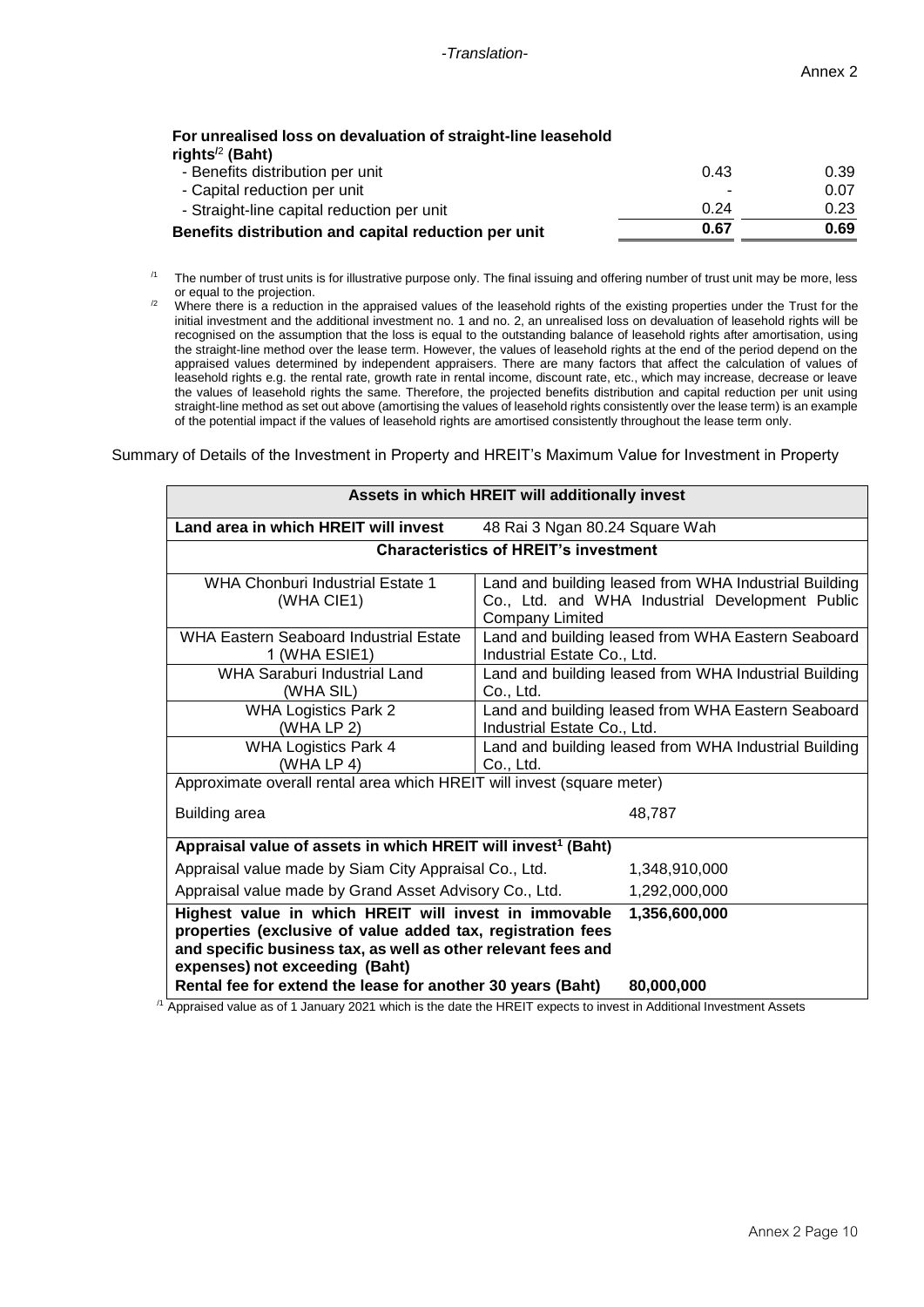-Translation-

Annex 2

| For unrealised loss on devaluation of straight-line leasehold rights[/2] (Baht) | | |
|---|---|---|
| - Benefits distribution per unit | 0.43 | 0.39 |
| - Capital reduction per unit | - | 0.07 |
| - Straight-line capital reduction per unit | 0.24 | 0.23 |
| **Benefits distribution and capital reduction per unit** | **0.67** | **0.69** |

[/1] The number of trust units is for illustrative purpose only. The final issuing and offering number of trust unit may be more, less or equal to the projection.

[/2] Where there is a reduction in the appraised values of the leasehold rights of the existing properties under the Trust for the initial investment and the additional investment no. 1 and no. 2, an unrealised loss on devaluation of leasehold rights will be recognised on the assumption that the loss is equal to the outstanding balance of leasehold rights after amortisation, using the straight-line method over the lease term. However, the values of leasehold rights at the end of the period depend on the appraised values determined by independent appraisers. There are many factors that affect the calculation of values of leasehold rights e.g. the rental rate, growth rate in rental income, discount rate, etc., which may increase, decrease or leave the values of leasehold rights the same. Therefore, the projected benefits distribution and capital reduction per unit using straight-line method as set out above (amortising the values of leasehold rights consistently over the lease term) is an example of the potential impact if the values of leasehold rights are amortised consistently throughout the lease term only.

Summary of Details of the Investment in Property and HREIT's Maximum Value for Investment in Property

| **Assets in which HREIT will additionally invest** | |
|---|---|
| **Land area in which HREIT will invest** | 48 Rai 3 Ngan 80.24 Square Wah |
| **Characteristics of HREIT's investment** | |
| WHA Chonburi Industrial Estate 1 (WHA CIE1) | Land and building leased from WHA Industrial Building Co., Ltd. and WHA Industrial Development Public Company Limited |
| WHA Eastern Seaboard Industrial Estate 1 (WHA ESIE1) | Land and building leased from WHA Eastern Seaboard Industrial Estate Co., Ltd. |
| WHA Saraburi Industrial Land (WHA SIL) | Land and building leased from WHA Industrial Building Co., Ltd. |
| WHA Logistics Park 2 (WHA LP 2) | Land and building leased from WHA Eastern Seaboard Industrial Estate Co., Ltd. |
| WHA Logistics Park 4 (WHA LP 4) | Land and building leased from WHA Industrial Building Co., Ltd. |
| Approximate overall rental area which HREIT will invest (square meter) | |
| Building area | 48,787 |
| **Appraisal value of assets in which HREIT will invest[1] (Baht)** | |
| Appraisal value made by Siam City Appraisal Co., Ltd. | 1,348,910,000 |
| Appraisal value made by Grand Asset Advisory Co., Ltd. | 1,292,000,000 |
| **Highest value in which HREIT will invest in immovable properties (exclusive of value added tax, registration fees and specific business tax, as well as other relevant fees and expenses) not exceeding (Baht)** | **1,356,600,000** |
| **Rental fee for extend the lease for another 30 years (Baht)** | **80,000,000** |

[/1] Appraised value as of 1 January 2021 which is the date the HREIT expects to invest in Additional Investment Assets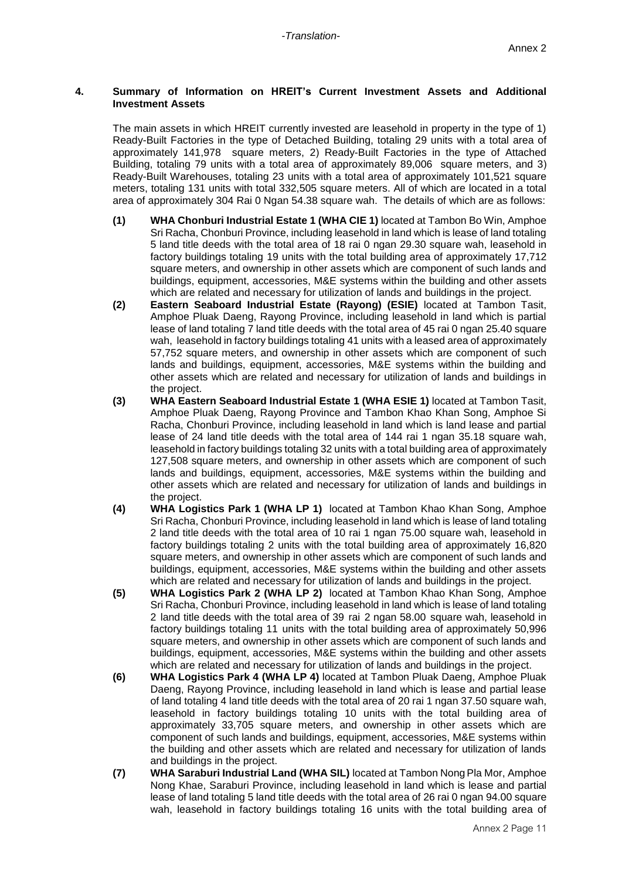## 4. Summary of Information on HREIT's Current Investment Assets and Additional Investment Assets

The main assets in which HREIT currently invested are leasehold in property in the type of 1) Ready-Built Factories in the type of Detached Building, totaling 29 units with a total area of approximately 141,978 square meters, 2) Ready-Built Factories in the type of Attached Building, totaling 79 units with a total area of approximately 89,006 square meters, and 3) Ready-Built Warehouses, totaling 23 units with a total area of approximately 101,521 square meters, totaling 131 units with total 332,505 square meters. All of which are located in a total area of approximately 304 Rai 0 Ngan 54.38 square wah. The details of which are as follows:

**(1) WHA Chonburi Industrial Estate 1 (WHA CIE 1)** located at Tambon Bo Win, Amphoe Sri Racha, Chonburi Province, including leasehold in land which is lease of land totaling 5 land title deeds with the total area of 18 rai 0 ngan 29.30 square wah, leasehold in factory buildings totaling 19 units with the total building area of approximately 17,712 square meters, and ownership in other assets which are component of such lands and buildings, equipment, accessories, M&E systems within the building and other assets which are related and necessary for utilization of lands and buildings in the project.

**(2) Eastern Seaboard Industrial Estate (Rayong) (ESIE)** located at Tambon Tasit, Amphoe Pluak Daeng, Rayong Province, including leasehold in land which is partial lease of land totaling 7 land title deeds with the total area of 45 rai 0 ngan 25.40 square wah, leasehold in factory buildings totaling 41 units with a leased area of approximately 57,752 square meters, and ownership in other assets which are component of such lands and buildings, equipment, accessories, M&E systems within the building and other assets which are related and necessary for utilization of lands and buildings in the project.

**(3) WHA Eastern Seaboard Industrial Estate 1 (WHA ESIE 1)** located at Tambon Tasit, Amphoe Pluak Daeng, Rayong Province and Tambon Khao Khan Song, Amphoe Si Racha, Chonburi Province, including leasehold in land which is land lease and partial lease of 24 land title deeds with the total area of 144 rai 1 ngan 35.18 square wah, leasehold in factory buildings totaling 32 units with a total building area of approximately 127,508 square meters, and ownership in other assets which are component of such lands and buildings, equipment, accessories, M&E systems within the building and other assets which are related and necessary for utilization of lands and buildings in the project.

**(4) WHA Logistics Park 1 (WHA LP 1)** located at Tambon Khao Khan Song, Amphoe Sri Racha, Chonburi Province, including leasehold in land which is lease of land totaling 2 land title deeds with the total area of 10 rai 1 ngan 75.00 square wah, leasehold in factory buildings totaling 2 units with the total building area of approximately 16,820 square meters, and ownership in other assets which are component of such lands and buildings, equipment, accessories, M&E systems within the building and other assets which are related and necessary for utilization of lands and buildings in the project.

**(5) WHA Logistics Park 2 (WHA LP 2)** located at Tambon Khao Khan Song, Amphoe Sri Racha, Chonburi Province, including leasehold in land which is lease of land totaling 2 land title deeds with the total area of 39 rai 2 ngan 58.00 square wah, leasehold in factory buildings totaling 11 units with the total building area of approximately 50,996 square meters, and ownership in other assets which are component of such lands and buildings, equipment, accessories, M&E systems within the building and other assets which are related and necessary for utilization of lands and buildings in the project.

**(6) WHA Logistics Park 4 (WHA LP 4)** located at Tambon Pluak Daeng, Amphoe Pluak Daeng, Rayong Province, including leasehold in land which is lease and partial lease of land totaling 4 land title deeds with the total area of 20 rai 1 ngan 37.50 square wah, leasehold in factory buildings totaling 10 units with the total building area of approximately 33,705 square meters, and ownership in other assets which are component of such lands and buildings, equipment, accessories, M&E systems within the building and other assets which are related and necessary for utilization of lands and buildings in the project.

**(7) WHA Saraburi Industrial Land (WHA SIL)** located at Tambon Nong Pla Mor, Amphoe Nong Khae, Saraburi Province, including leasehold in land which is lease and partial lease of land totaling 5 land title deeds with the total area of 26 rai 0 ngan 94.00 square wah, leasehold in factory buildings totaling 16 units with the total building area of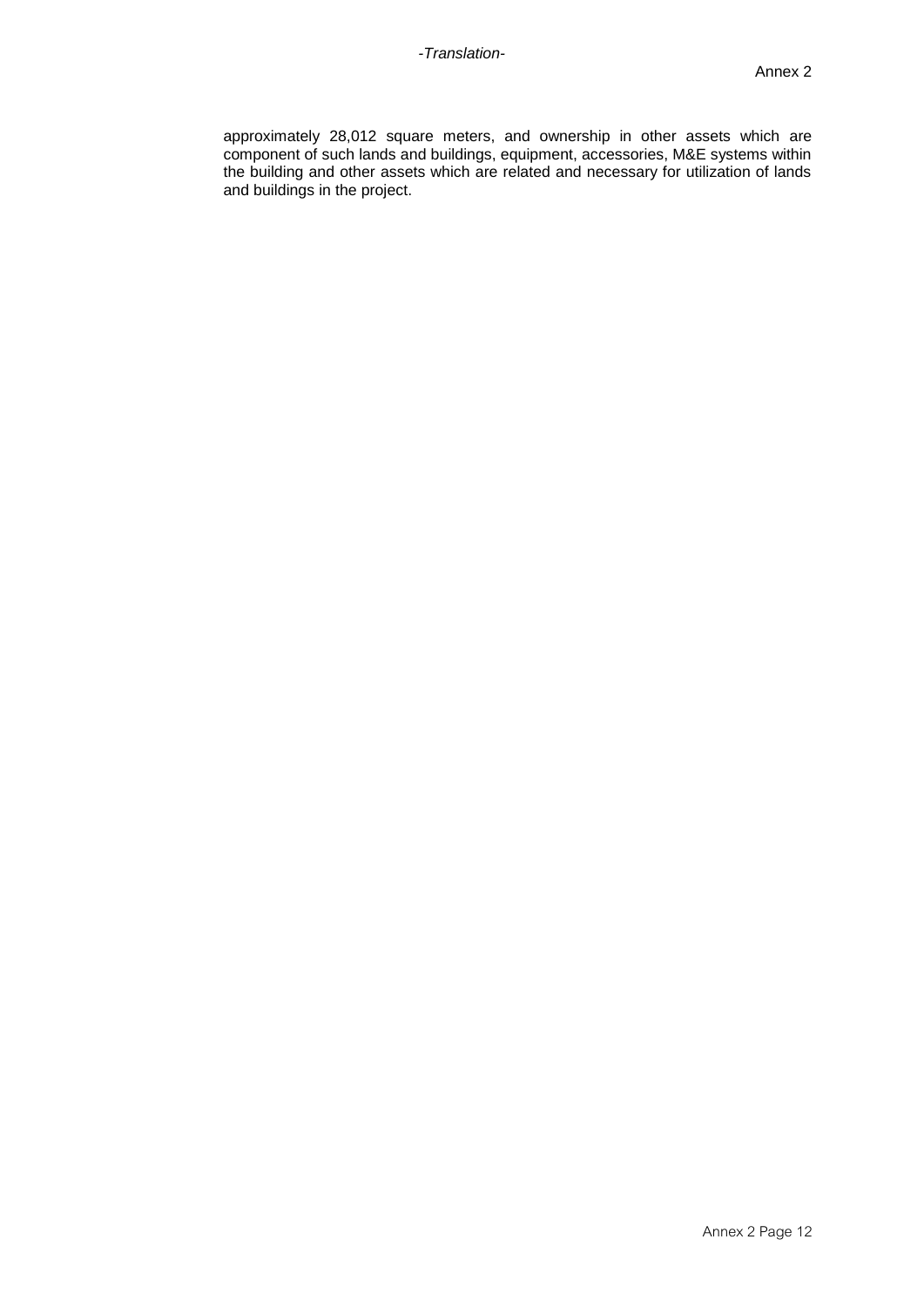approximately 28,012 square meters, and ownership in other assets which are component of such lands and buildings, equipment, accessories, M&E systems within the building and other assets which are related and necessary for utilization of lands and buildings in the project.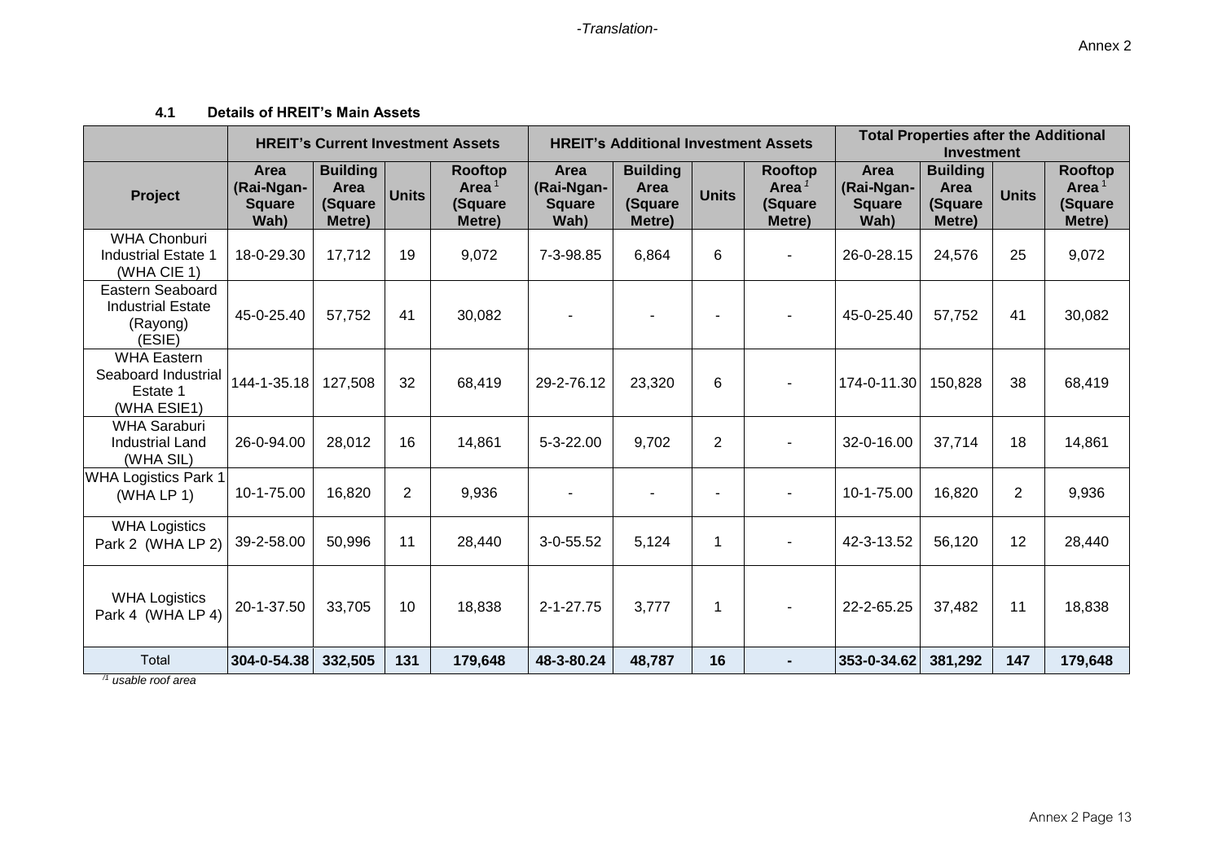-Translation-

Annex 2

### 4.1 Details of HREIT's Main Assets

| Project | HREIT's Current Investment Assets | | | | HREIT's Additional Investment Assets | | | | Total Properties after the Additional Investment | | | |
|---|---|---|---|---|---|---|---|---|---|---|---|---|
| | Area (Rai-Ngan-Square Wah) | Building Area (Square Metre) | Units | Rooftop Area[1] (Square Metre) | Area (Rai-Ngan-Square Wah) | Building Area (Square Metre) | Units | Rooftop Area[1] (Square Metre) | Area (Rai-Ngan-Square Wah) | Building Area (Square Metre) | Units | Rooftop Area[1] (Square Metre) |
| WHA Chonburi Industrial Estate 1 (WHA CIE 1) | 18-0-29.30 | 17,712 | 19 | 9,072 | 7-3-98.85 | 6,864 | 6 | - | 26-0-28.15 | 24,576 | 25 | 9,072 |
| Eastern Seaboard Industrial Estate (Rayong) (ESIE) | 45-0-25.40 | 57,752 | 41 | 30,082 | - | - | - | - | 45-0-25.40 | 57,752 | 41 | 30,082 |
| WHA Eastern Seaboard Industrial Estate 1 (WHA ESIE1) | 144-1-35.18 | 127,508 | 32 | 68,419 | 29-2-76.12 | 23,320 | 6 | - | 174-0-11.30 | 150,828 | 38 | 68,419 |
| WHA Saraburi Industrial Land (WHA SIL) | 26-0-94.00 | 28,012 | 16 | 14,861 | 5-3-22.00 | 9,702 | 2 | - | 32-0-16.00 | 37,714 | 18 | 14,861 |
| WHA Logistics Park 1 (WHA LP 1) | 10-1-75.00 | 16,820 | 2 | 9,936 | - | - | - | - | 10-1-75.00 | 16,820 | 2 | 9,936 |
| WHA Logistics Park 2 (WHA LP 2) | 39-2-58.00 | 50,996 | 11 | 28,440 | 3-0-55.52 | 5,124 | 1 | - | 42-3-13.52 | 56,120 | 12 | 28,440 |
| WHA Logistics Park 4 (WHA LP 4) | 20-1-37.50 | 33,705 | 10 | 18,838 | 2-1-27.75 | 3,777 | 1 | - | 22-2-65.25 | 37,482 | 11 | 18,838 |
| Total | **304-0-54.38** | **332,505** | **131** | **179,648** | **48-3-80.24** | **48,787** | **16** | **-** | **353-0-34.62** | **381,292** | **147** | **179,648** |

*[/1] usable roof area*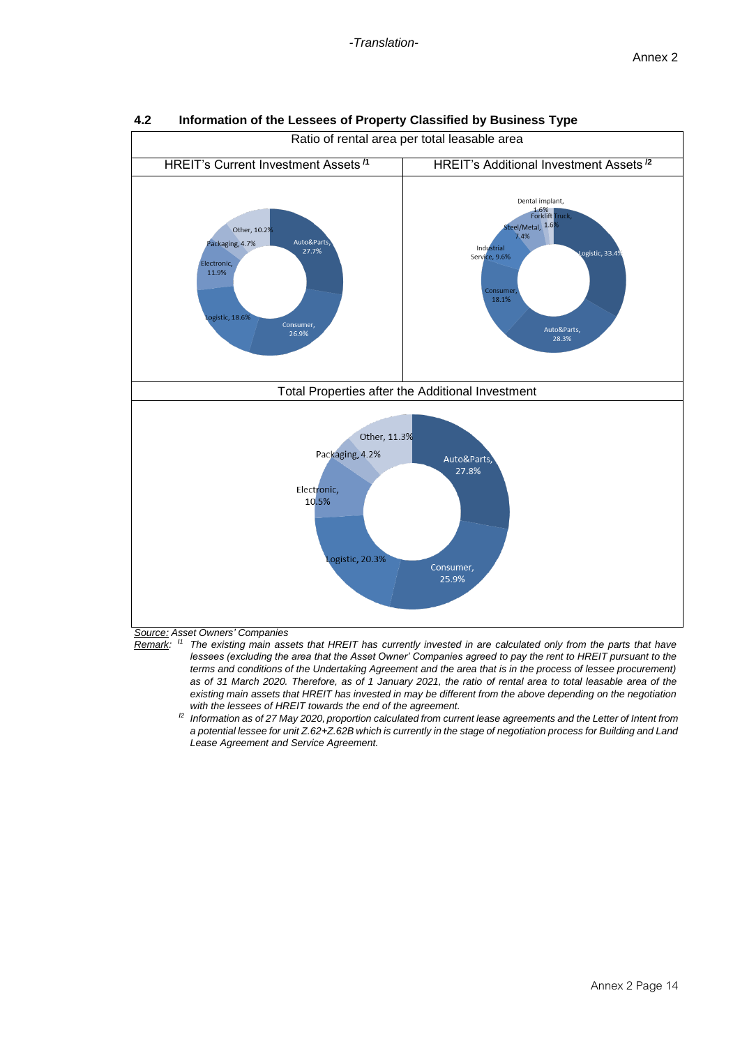-Translation-

Annex 2

## 4.2 Information of the Lessees of Property Classified by Business Type

| Ratio of rental area per total leasable area | |
|---|---|
| HREIT's Current Investment Assets [/1] | HREIT's Additional Investment Assets [/2] |
| Auto&Parts, 27.7%; Consumer, 26.9%; Logistic, 18.6%; Electronic, 11.9%; Packaging, 4.7%; Other, 10.2% | Logistic, 33.4%; Auto&Parts, 28.3%; Consumer, 18.1%; Industrial Service, 9.6%; Steel/Metal, 7.4%; Dental implant, 1.6%; Forklift Truck, 1.6% |
| Total Properties after the Additional Investment | |
| Auto&Parts, 27.8%; Consumer, 25.9%; Logistic, 20.3%; Electronic, 10.5%; Packaging, 4.2%; Other, 11.3% | |

*Source: Asset Owners' Companies*

*Remark:* [/1] *The existing main assets that HREIT has currently invested in are calculated only from the parts that have lessees (excluding the area that the Asset Owner' Companies agreed to pay the rent to HREIT pursuant to the terms and conditions of the Undertaking Agreement and the area that is in the process of lessee procurement) as of 31 March 2020. Therefore, as of 1 January 2021, the ratio of rental area to total leasable area of the existing main assets that HREIT has invested in may be different from the above depending on the negotiation with the lessees of HREIT towards the end of the agreement.*

[/2] *Information as of 27 May 2020, proportion calculated from current lease agreements and the Letter of Intent from a potential lessee for unit Z.62+Z.62B which is currently in the stage of negotiation process for Building and Land Lease Agreement and Service Agreement.*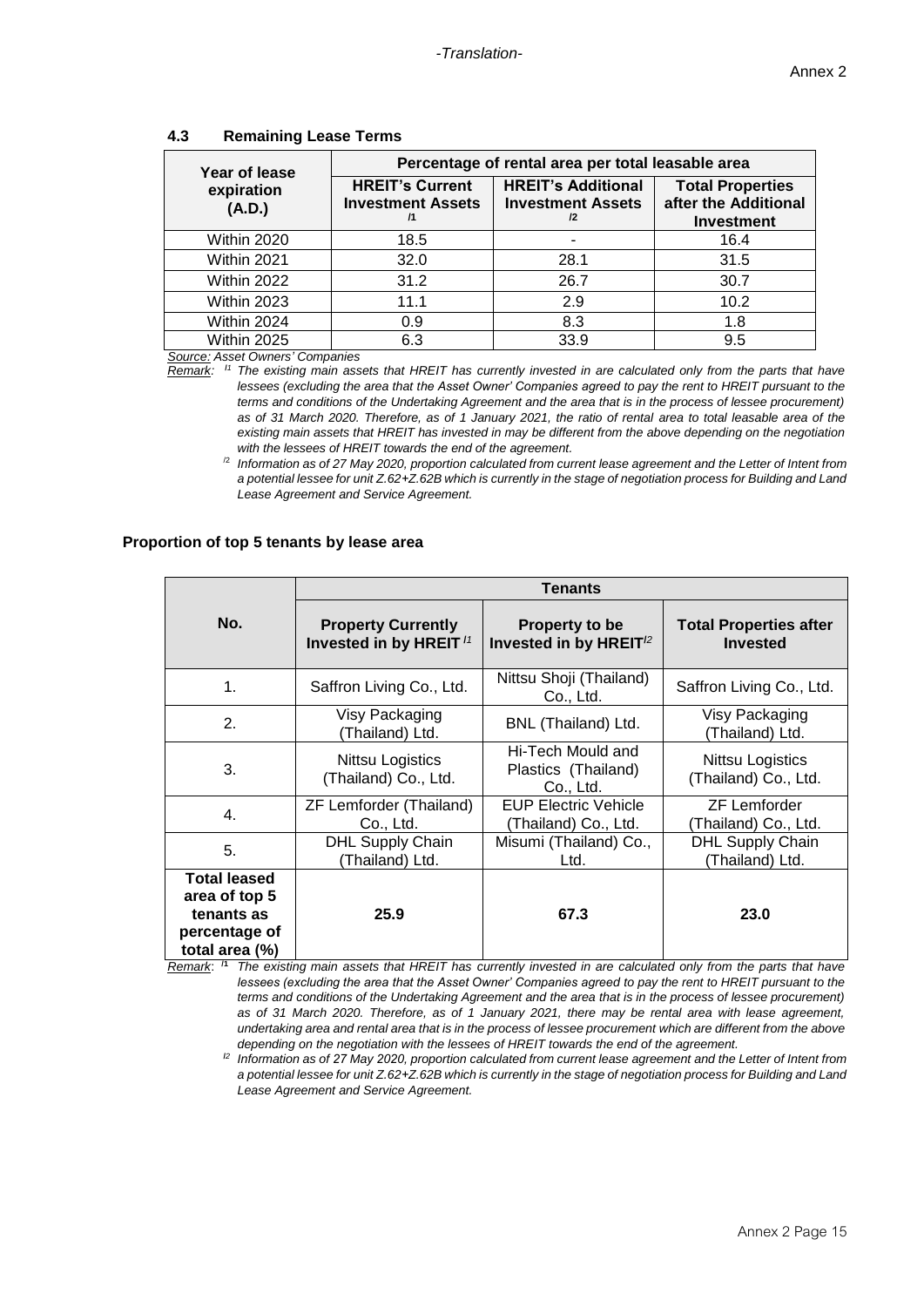-Translation-

Annex 2

### 4.3 Remaining Lease Terms

| Year of lease expiration (A.D.) | Percentage of rental area per total leasable area | | |
|---|---|---|---|
| | HREIT's Current Investment Assets /1 | HREIT's Additional Investment Assets /2 | Total Properties after the Additional Investment |
| Within 2020 | 18.5 | - | 16.4 |
| Within 2021 | 32.0 | 28.1 | 31.5 |
| Within 2022 | 31.2 | 26.7 | 30.7 |
| Within 2023 | 11.1 | 2.9 | 10.2 |
| Within 2024 | 0.9 | 8.3 | 1.8 |
| Within 2025 | 6.3 | 33.9 | 9.5 |

*Source: Asset Owners' Companies*

*Remark: /1 The existing main assets that HREIT has currently invested in are calculated only from the parts that have lessees (excluding the area that the Asset Owner' Companies agreed to pay the rent to HREIT pursuant to the terms and conditions of the Undertaking Agreement and the area that is in the process of lessee procurement) as of 31 March 2020. Therefore, as of 1 January 2021, the ratio of rental area to total leasable area of the existing main assets that HREIT has invested in may be different from the above depending on the negotiation with the lessees of HREIT towards the end of the agreement.*

*/2 Information as of 27 May 2020, proportion calculated from current lease agreement and the Letter of Intent from a potential lessee for unit Z.62+Z.62B which is currently in the stage of negotiation process for Building and Land Lease Agreement and Service Agreement.*

**Proportion of top 5 tenants by lease area**

| No. | Tenants | | |
|---|---|---|---|
| | Property Currently Invested in by HREIT /1 | Property to be Invested in by HREIT /2 | Total Properties after Invested |
| 1. | Saffron Living Co., Ltd. | Nittsu Shoji (Thailand) Co., Ltd. | Saffron Living Co., Ltd. |
| 2. | Visy Packaging (Thailand) Ltd. | BNL (Thailand) Ltd. | Visy Packaging (Thailand) Ltd. |
| 3. | Nittsu Logistics (Thailand) Co., Ltd. | Hi-Tech Mould and Plastics (Thailand) Co., Ltd. | Nittsu Logistics (Thailand) Co., Ltd. |
| 4. | ZF Lemforder (Thailand) Co., Ltd. | EUP Electric Vehicle (Thailand) Co., Ltd. | ZF Lemforder (Thailand) Co., Ltd. |
| 5. | DHL Supply Chain (Thailand) Ltd. | Misumi (Thailand) Co., Ltd. | DHL Supply Chain (Thailand) Ltd. |
| **Total leased area of top 5 tenants as percentage of total area (%)** | **25.9** | **67.3** | **23.0** |

*Remark: /1 The existing main assets that HREIT has currently invested in are calculated only from the parts that have lessees (excluding the area that the Asset Owner' Companies agreed to pay the rent to HREIT pursuant to the terms and conditions of the Undertaking Agreement and the area that is in the process of lessee procurement) as of 31 March 2020. Therefore, as of 1 January 2021, there may be rental area with lease agreement, undertaking area and rental area that is in the process of lessee procurement which are different from the above depending on the negotiation with the lessees of HREIT towards the end of the agreement.*

*/2 Information as of 27 May 2020, proportion calculated from current lease agreement and the Letter of Intent from a potential lessee for unit Z.62+Z.62B which is currently in the stage of negotiation process for Building and Land Lease Agreement and Service Agreement.*